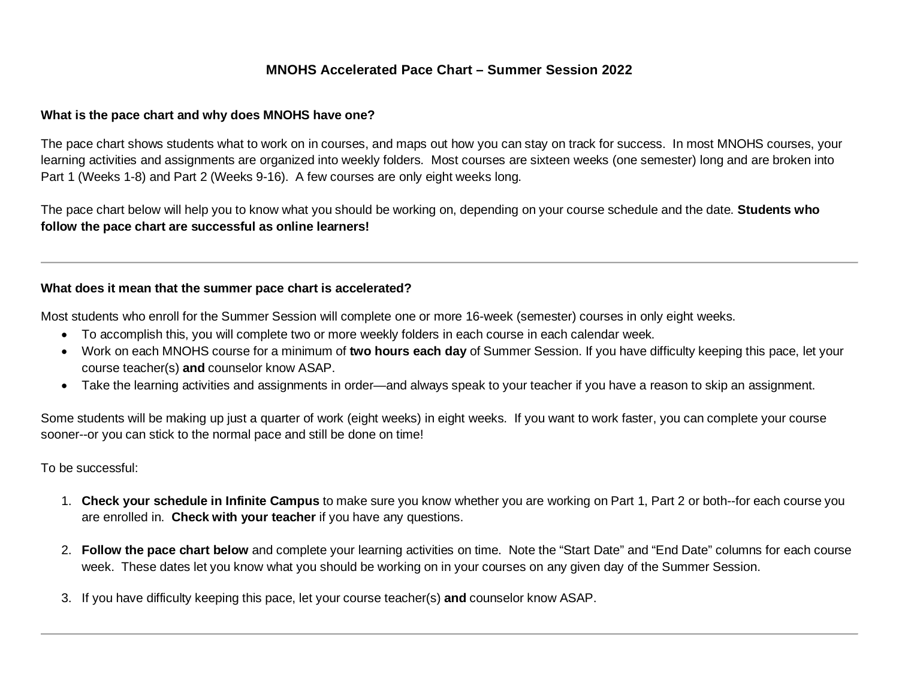# MNOHS Accelerated Pace Chart – Summer Session 2022

### What is the pace chart and why does MNOHS have one?

The pace chart shows students what to work on in courses, and maps out how you can stay on track for success. In most MNOHS courses, your learning activities and assignments are organized into weekly folders. Most courses are sixteen weeks (one semester) long and are broken into Part 1 (Weeks 1-8) and Part 2 (Weeks 9-16). A few courses are only eight weeks long.

The pace chart below will help you to know what you should be working on, depending on your course schedule and the date. **Students who follow the pace chart are successful as online learners!**

---

### What does it mean that the summer pace chart is accelerated?

Most students who enroll for the Summer Session will complete one or more 16-week (semester) courses in only eight weeks.

- To accomplish this, you will complete two or more weekly folders in each course in each calendar week.
- Work on each MNOHS course for a minimum of **two hours each day** of Summer Session. If you have difficulty keeping this pace, let your course teacher(s) **and** counselor know ASAP.
- Take the learning activities and assignments in order—and always speak to your teacher if you have a reason to skip an assignment.

Some students will be making up just a quarter of work (eight weeks) in eight weeks. If you want to work faster, you can complete your course sooner--or you can stick to the normal pace and still be done on time!

To be successful:

1. **Check your schedule in Infinite Campus** to make sure you know whether you are working on Part 1, Part 2 or both--for each course you are enrolled in. **Check with your teacher** if you have any questions.

2. **Follow the pace chart below** and complete your learning activities on time. Note the "Start Date" and "End Date" columns for each course week. These dates let you know what you should be working on in your courses on any given day of the Summer Session.

3. If you have difficulty keeping this pace, let your course teacher(s) **and** counselor know ASAP.

---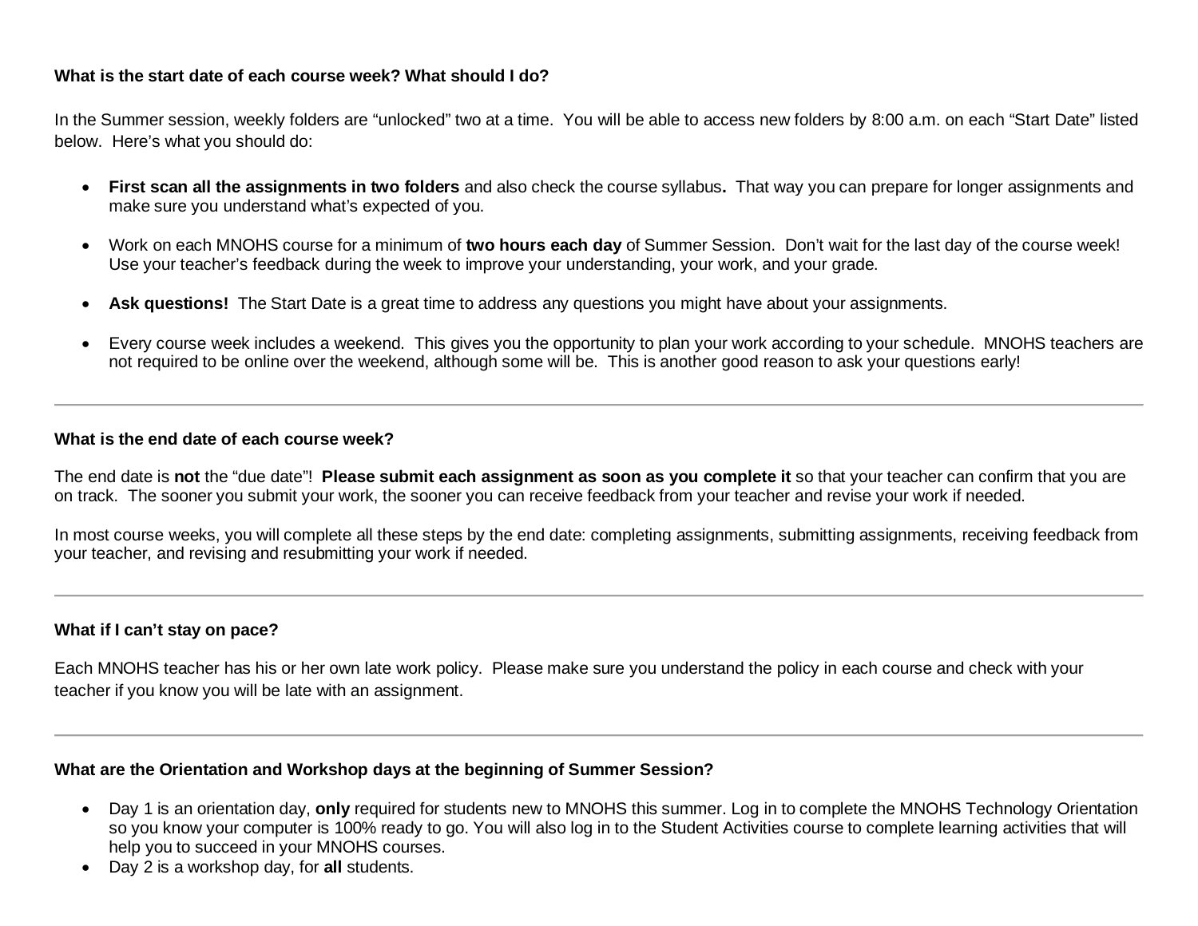**What is the start date of each course week? What should I do?**

In the Summer session, weekly folders are "unlocked" two at a time. You will be able to access new folders by 8:00 a.m. on each "Start Date" listed below. Here's what you should do:

- **First scan all the assignments in two folders** and also check the course syllabus**.** That way you can prepare for longer assignments and make sure you understand what's expected of you.
- Work on each MNOHS course for a minimum of **two hours each day** of Summer Session. Don't wait for the last day of the course week! Use your teacher's feedback during the week to improve your understanding, your work, and your grade.
- **Ask questions!** The Start Date is a great time to address any questions you might have about your assignments.
- Every course week includes a weekend. This gives you the opportunity to plan your work according to your schedule. MNOHS teachers are not required to be online over the weekend, although some will be. This is another good reason to ask your questions early!

---

**What is the end date of each course week?**

The end date is **not** the "due date"! **Please submit each assignment as soon as you complete it** so that your teacher can confirm that you are on track. The sooner you submit your work, the sooner you can receive feedback from your teacher and revise your work if needed.

In most course weeks, you will complete all these steps by the end date: completing assignments, submitting assignments, receiving feedback from your teacher, and revising and resubmitting your work if needed.

---

**What if I can't stay on pace?**

Each MNOHS teacher has his or her own late work policy. Please make sure you understand the policy in each course and check with your teacher if you know you will be late with an assignment.

---

**What are the Orientation and Workshop days at the beginning of Summer Session?**

- Day 1 is an orientation day, **only** required for students new to MNOHS this summer. Log in to complete the MNOHS Technology Orientation so you know your computer is 100% ready to go. You will also log in to the Student Activities course to complete learning activities that will help you to succeed in your MNOHS courses.
- Day 2 is a workshop day, for **all** students.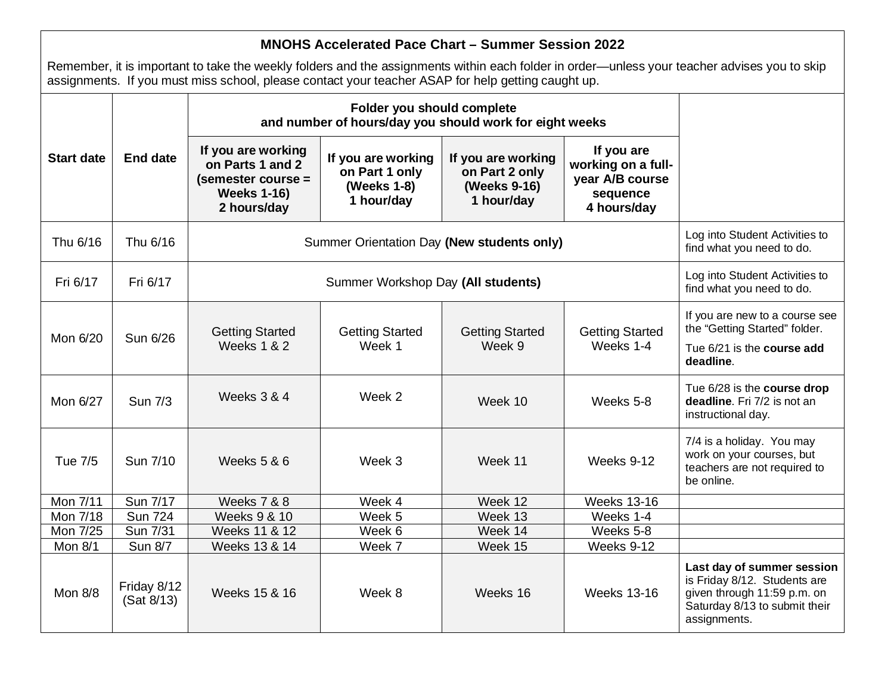## MNOHS Accelerated Pace Chart – Summer Session 2022

Remember, it is important to take the weekly folders and the assignments within each folder in order—unless your teacher advises you to skip assignments. If you must miss school, please contact your teacher ASAP for help getting caught up.

| Start date | End date | **Folder you should complete and number of hours/day you should work for eight weeks** | | | | |
|---|---|---|---|---|---|---|
| | | **If you are working on Parts 1 and 2 (semester course = Weeks 1-16) 2 hours/day** | **If you are working on Part 1 only (Weeks 1-8) 1 hour/day** | **If you are working on Part 2 only (Weeks 9-16) 1 hour/day** | **If you are working on a full-year A/B course sequence 4 hours/day** | |
| Thu 6/16 | Thu 6/16 | Summer Orientation Day **(New students only)** | | | | Log into Student Activities to find what you need to do. |
| Fri 6/17 | Fri 6/17 | Summer Workshop Day **(All students)** | | | | Log into Student Activities to find what you need to do. |
| Mon 6/20 | Sun 6/26 | Getting Started Weeks 1 & 2 | Getting Started Week 1 | Getting Started Week 9 | Getting Started Weeks 1-4 | If you are new to a course see the "Getting Started" folder. Tue 6/21 is the **course add deadline**. |
| Mon 6/27 | Sun 7/3 | Weeks 3 & 4 | Week 2 | Week 10 | Weeks 5-8 | Tue 6/28 is the **course drop deadline**. Fri 7/2 is not an instructional day. |
| Tue 7/5 | Sun 7/10 | Weeks 5 & 6 | Week 3 | Week 11 | Weeks 9-12 | 7/4 is a holiday. You may work on your courses, but teachers are not required to be online. |
| Mon 7/11 | Sun 7/17 | Weeks 7 & 8 | Week 4 | Week 12 | Weeks 13-16 | |
| Mon 7/18 | Sun 724 | Weeks 9 & 10 | Week 5 | Week 13 | Weeks 1-4 | |
| Mon 7/25 | Sun 7/31 | Weeks 11 & 12 | Week 6 | Week 14 | Weeks 5-8 | |
| Mon 8/1 | Sun 8/7 | Weeks 13 & 14 | Week 7 | Week 15 | Weeks 9-12 | |
| Mon 8/8 | Friday 8/12 (Sat 8/13) | Weeks 15 & 16 | Week 8 | Weeks 16 | Weeks 13-16 | **Last day of summer session** is Friday 8/12. Students are given through 11:59 p.m. on Saturday 8/13 to submit their assignments. |